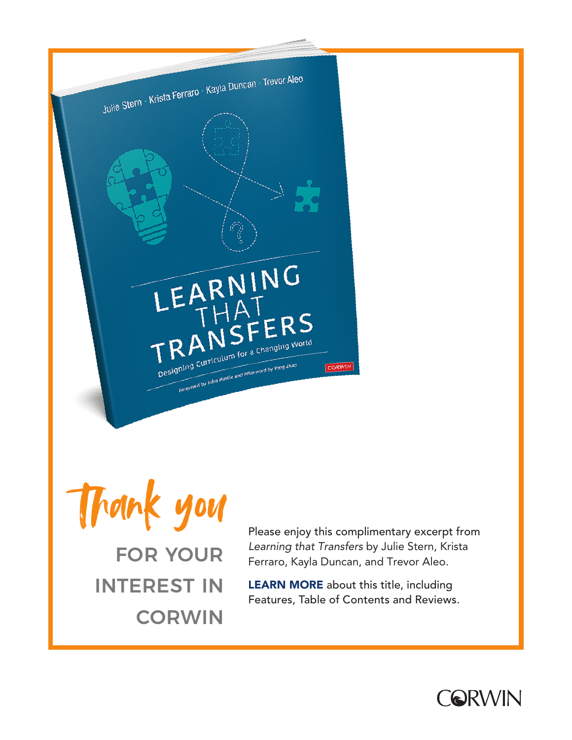Julie Stern · Krista Ferraro · Kayla Duncan · Trevor Aleo

LEARNING THAT TRANSFERS

Designing Curriculum for a Changing World

Foreword by John Hattie and Afterword by Yong Zhao

CORWIN

# Thank you

## FOR YOUR INTEREST IN CORWIN

Please enjoy this complimentary excerpt from *Learning that Transfers* by Julie Stern, Krista Ferraro, Kayla Duncan, and Trevor Aleo.

**LEARN MORE** about this title, including Features, Table of Contents and Reviews.

CORWIN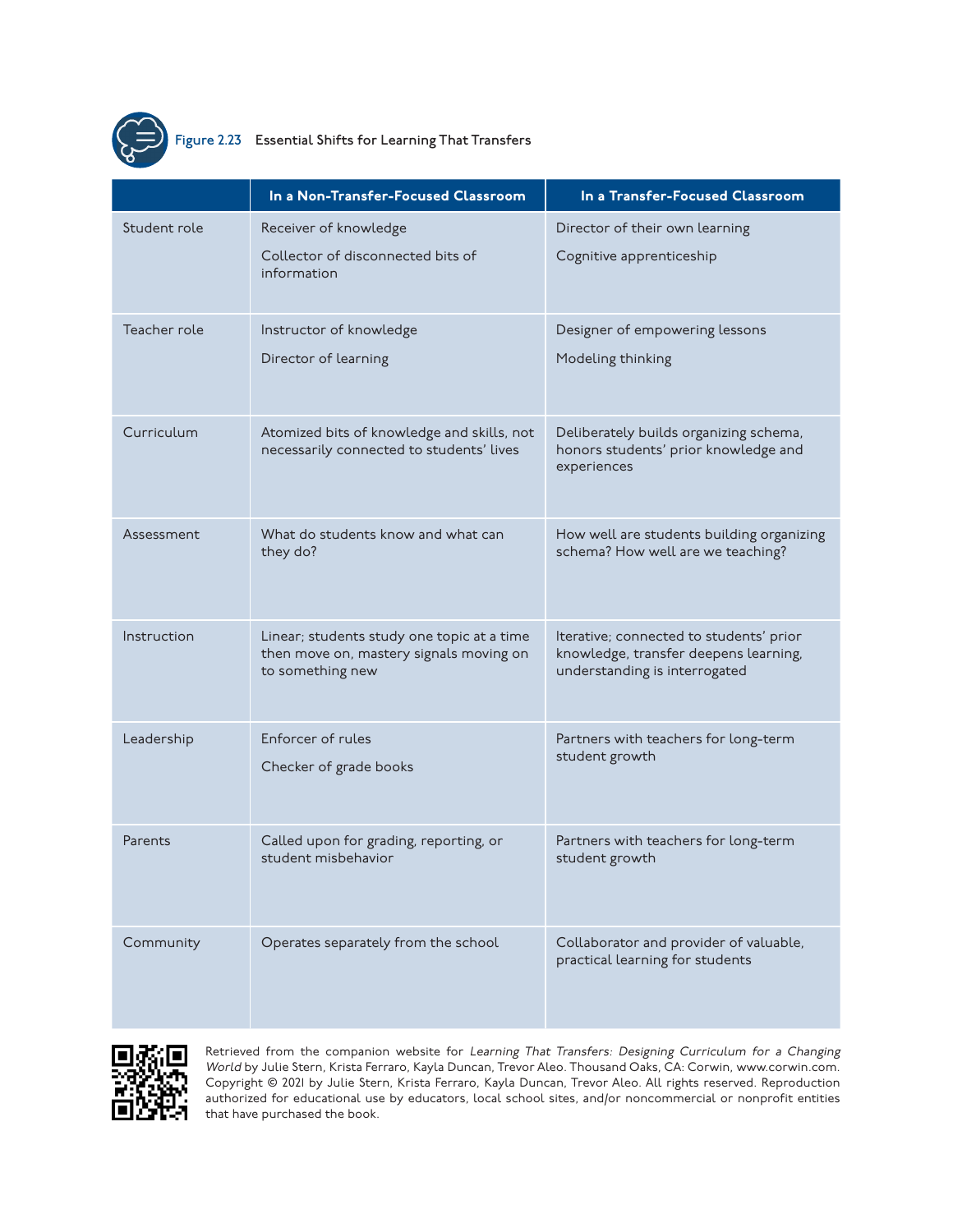**Figure 2.23** Essential Shifts for Learning That Transfers

| | In a Non-Transfer-Focused Classroom | In a Transfer-Focused Classroom |
|---|---|---|
| Student role | Receiver of knowledge<br><br>Collector of disconnected bits of information | Director of their own learning<br><br>Cognitive apprenticeship |
| Teacher role | Instructor of knowledge<br><br>Director of learning | Designer of empowering lessons<br><br>Modeling thinking |
| Curriculum | Atomized bits of knowledge and skills, not necessarily connected to students' lives | Deliberately builds organizing schema, honors students' prior knowledge and experiences |
| Assessment | What do students know and what can they do? | How well are students building organizing schema? How well are we teaching? |
| Instruction | Linear; students study one topic at a time then move on, mastery signals moving on to something new | Iterative; connected to students' prior knowledge, transfer deepens learning, understanding is interrogated |
| Leadership | Enforcer of rules<br><br>Checker of grade books | Partners with teachers for long-term student growth |
| Parents | Called upon for grading, reporting, or student misbehavior | Partners with teachers for long-term student growth |
| Community | Operates separately from the school | Collaborator and provider of valuable, practical learning for students |

Retrieved from the companion website for *Learning That Transfers: Designing Curriculum for a Changing World* by Julie Stern, Krista Ferraro, Kayla Duncan, Trevor Aleo. Thousand Oaks, CA: Corwin, www.corwin.com. Copyright © 2021 by Julie Stern, Krista Ferraro, Kayla Duncan, Trevor Aleo. All rights reserved. Reproduction authorized for educational use by educators, local school sites, and/or noncommercial or nonprofit entities that have purchased the book.